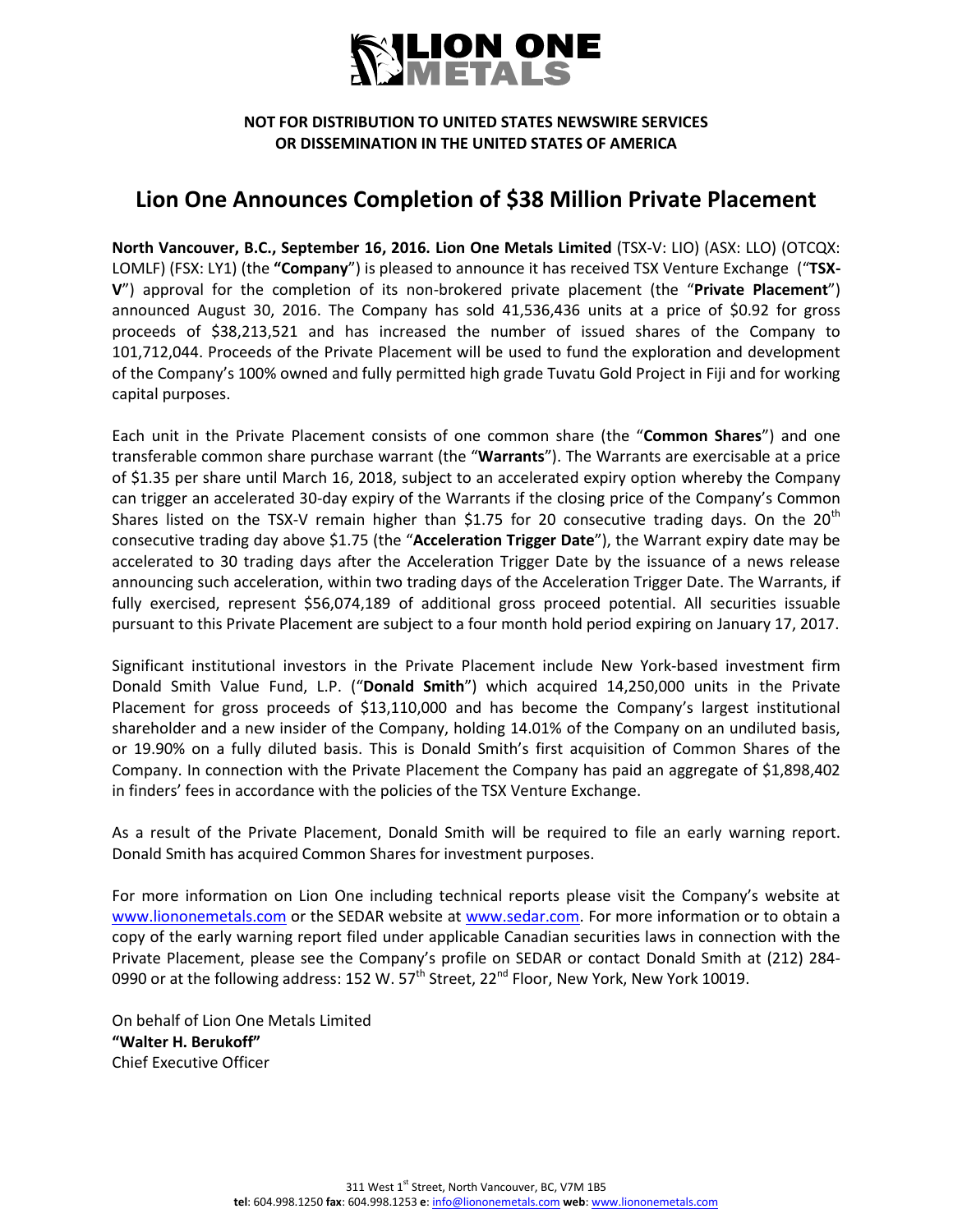**NOT FOR DISTRIBUTION TO UNITED STATES NEWSWIRE SERVICES OR DISSEMINATION IN THE UNITED STATES OF AMERICA**

# Lion One Announces Completion of $38 Million Private Placement

**North Vancouver, B.C., September 16, 2016. Lion One Metals Limited** (TSX-V: LIO) (ASX: LLO) (OTCQX: LOMLF) (FSX: LY1) (the **"Company"**) is pleased to announce it has received TSX Venture Exchange ("**TSX-V**") approval for the completion of its non-brokered private placement (the "**Private Placement**") announced August 30, 2016. The Company has sold 41,536,436 units at a price of $0.92 for gross proceeds of $38,213,521 and has increased the number of issued shares of the Company to 101,712,044. Proceeds of the Private Placement will be used to fund the exploration and development of the Company's 100% owned and fully permitted high grade Tuvatu Gold Project in Fiji and for working capital purposes.

Each unit in the Private Placement consists of one common share (the "**Common Shares**") and one transferable common share purchase warrant (the "**Warrants**"). The Warrants are exercisable at a price of $1.35 per share until March 16, 2018, subject to an accelerated expiry option whereby the Company can trigger an accelerated 30-day expiry of the Warrants if the closing price of the Company's Common Shares listed on the TSX-V remain higher than $1.75 for 20 consecutive trading days. On the 20th consecutive trading day above $1.75 (the "**Acceleration Trigger Date**"), the Warrant expiry date may be accelerated to 30 trading days after the Acceleration Trigger Date by the issuance of a news release announcing such acceleration, within two trading days of the Acceleration Trigger Date. The Warrants, if fully exercised, represent $56,074,189 of additional gross proceed potential. All securities issuable pursuant to this Private Placement are subject to a four month hold period expiring on January 17, 2017.

Significant institutional investors in the Private Placement include New York-based investment firm Donald Smith Value Fund, L.P. ("**Donald Smith**") which acquired 14,250,000 units in the Private Placement for gross proceeds of $13,110,000 and has become the Company's largest institutional shareholder and a new insider of the Company, holding 14.01% of the Company on an undiluted basis, or 19.90% on a fully diluted basis. This is Donald Smith's first acquisition of Common Shares of the Company. In connection with the Private Placement the Company has paid an aggregate of $1,898,402 in finders' fees in accordance with the policies of the TSX Venture Exchange.

As a result of the Private Placement, Donald Smith will be required to file an early warning report. Donald Smith has acquired Common Shares for investment purposes.

For more information on Lion One including technical reports please visit the Company's website at www.liononemetals.com or the SEDAR website at www.sedar.com. For more information or to obtain a copy of the early warning report filed under applicable Canadian securities laws in connection with the Private Placement, please see the Company's profile on SEDAR or contact Donald Smith at (212) 284-0990 or at the following address: 152 W. 57th Street, 22nd Floor, New York, New York 10019.

On behalf of Lion One Metals Limited
**"Walter H. Berukoff"**
Chief Executive Officer

311 West 1st Street, North Vancouver, BC, V7M 1B5
**tel**: 604.998.1250 **fax**: 604.998.1253 **e**: info@liononemetals.com **web**: www.liononemetals.com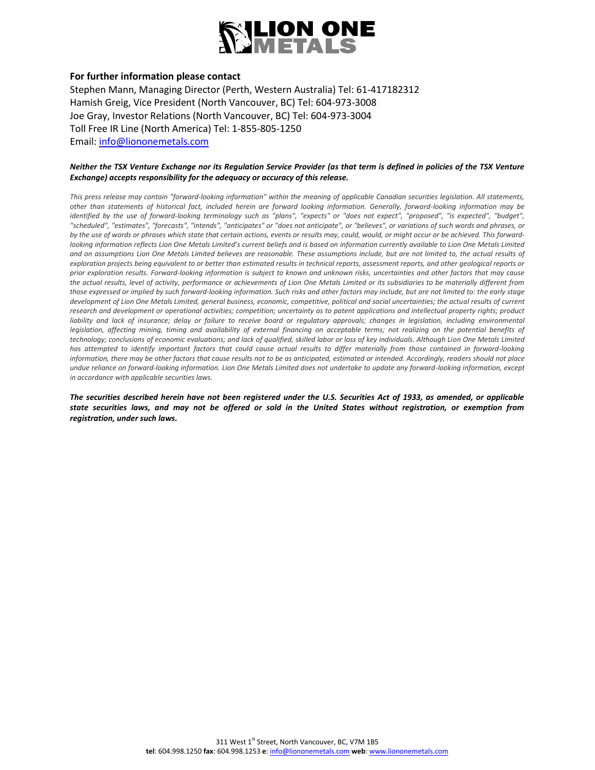**For further information please contact**

Stephen Mann, Managing Director (Perth, Western Australia) Tel: 61-417182312
Hamish Greig, Vice President (North Vancouver, BC) Tel: 604-973-3008
Joe Gray, Investor Relations (North Vancouver, BC) Tel: 604-973-3004
Toll Free IR Line (North America) Tel: 1-855-805-1250
Email: info@liononemetals.com

***Neither the TSX Venture Exchange nor its Regulation Service Provider (as that term is defined in policies of the TSX Venture Exchange) accepts responsibility for the adequacy or accuracy of this release.***

*This press release may contain "forward-looking information" within the meaning of applicable Canadian securities legislation. All statements, other than statements of historical fact, included herein are forward looking information. Generally, forward-looking information may be identified by the use of forward-looking terminology such as "plans", "expects" or "does not expect", "proposed", "is expected", "budget", "scheduled", "estimates", "forecasts", "intends", "anticipates" or "does not anticipate", or "believes", or variations of such words and phrases, or by the use of words or phrases which state that certain actions, events or results may, could, would, or might occur or be achieved. This forward-looking information reflects Lion One Metals Limited's current beliefs and is based on information currently available to Lion One Metals Limited and on assumptions Lion One Metals Limited believes are reasonable. These assumptions include, but are not limited to, the actual results of exploration projects being equivalent to or better than estimated results in technical reports, assessment reports, and other geological reports or prior exploration results. Forward-looking information is subject to known and unknown risks, uncertainties and other factors that may cause the actual results, level of activity, performance or achievements of Lion One Metals Limited or its subsidiaries to be materially different from those expressed or implied by such forward-looking information. Such risks and other factors may include, but are not limited to: the early stage development of Lion One Metals Limited, general business, economic, competitive, political and social uncertainties; the actual results of current research and development or operational activities; competition; uncertainty as to patent applications and intellectual property rights; product liability and lack of insurance; delay or failure to receive board or regulatory approvals; changes in legislation, including environmental legislation, affecting mining, timing and availability of external financing on acceptable terms; not realizing on the potential benefits of technology; conclusions of economic evaluations; and lack of qualified, skilled labor or loss of key individuals. Although Lion One Metals Limited has attempted to identify important factors that could cause actual results to differ materially from those contained in forward-looking information, there may be other factors that cause results not to be as anticipated, estimated or intended. Accordingly, readers should not place undue reliance on forward-looking information. Lion One Metals Limited does not undertake to update any forward-looking information, except in accordance with applicable securities laws.*

***The securities described herein have not been registered under the U.S. Securities Act of 1933, as amended, or applicable state securities laws, and may not be offered or sold in the United States without registration, or exemption from registration, under such laws.***